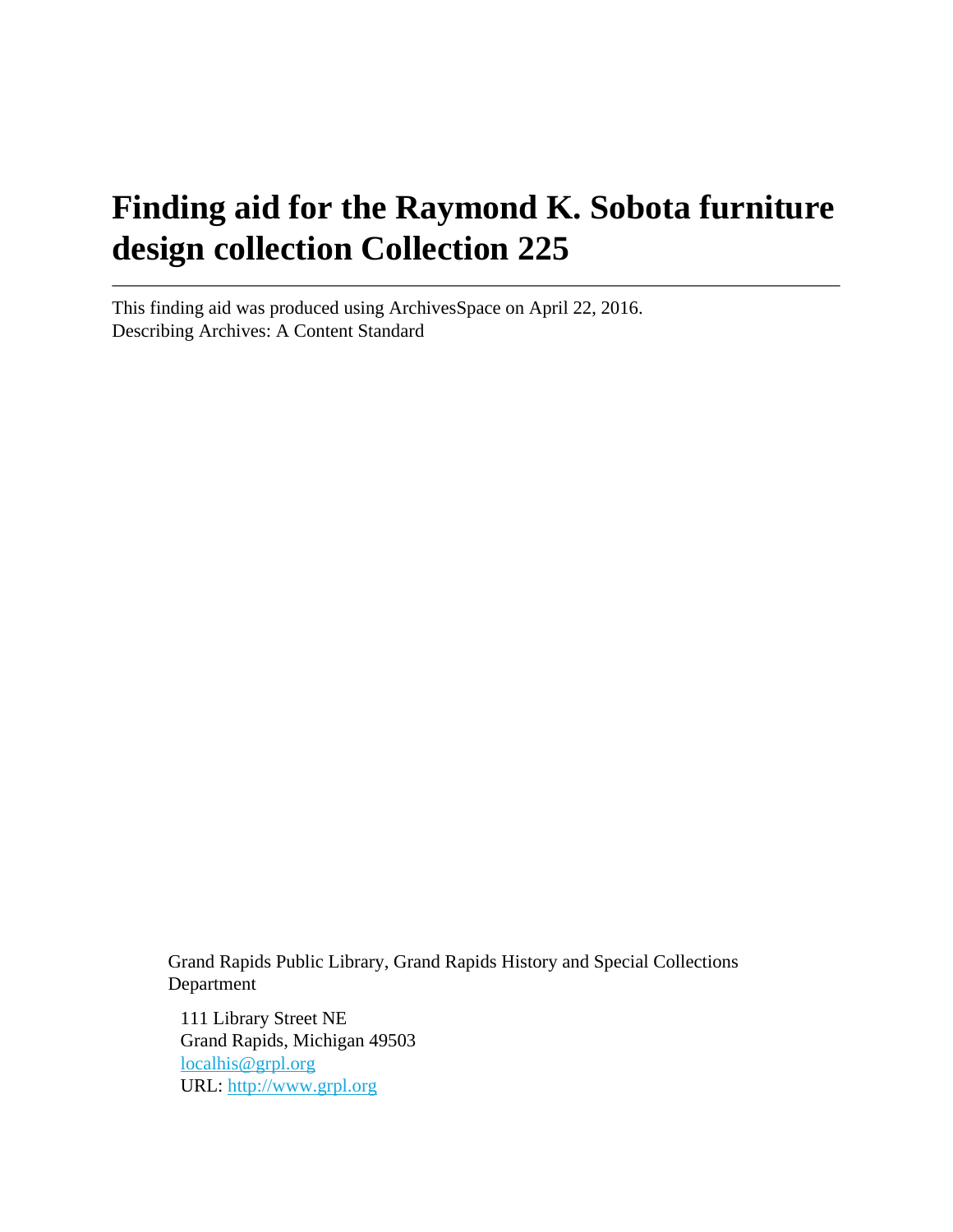# Finding aid for the Raymond K. Sobota furniture design collection Collection 225

---

This finding aid was produced using ArchivesSpace on April 22, 2016.
Describing Archives: A Content Standard

Grand Rapids Public Library, Grand Rapids History and Special Collections Department

111 Library Street NE
Grand Rapids, Michigan 49503
localhis@grpl.org
URL: http://www.grpl.org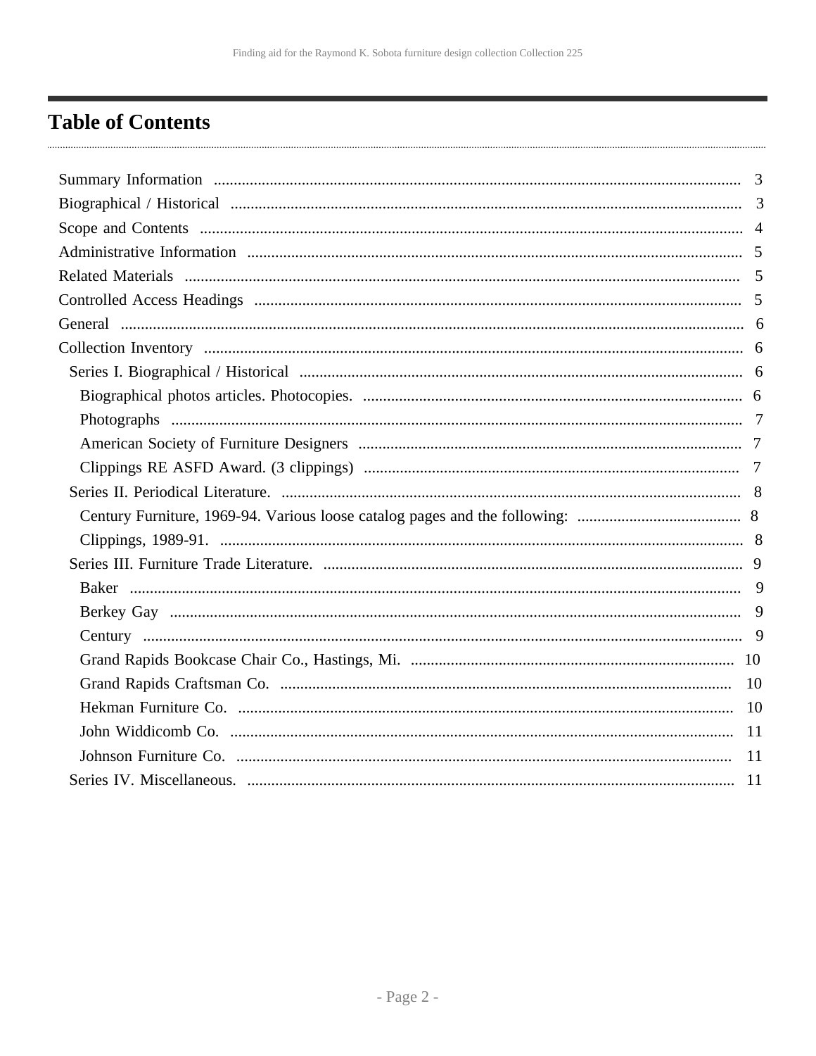# Table of Contents

- Summary Information ... 3
- Biographical / Historical ... 3
- Scope and Contents ... 4
- Administrative Information ... 5
- Related Materials ... 5
- Controlled Access Headings ... 5
- General ... 6
- Collection Inventory ... 6
  - Series I. Biographical / Historical ... 6
    - Biographical photos articles. Photocopies. ... 6
    - Photographs ... 7
    - American Society of Furniture Designers ... 7
    - Clippings RE ASFD Award. (3 clippings) ... 7
  - Series II. Periodical Literature. ... 8
    - Century Furniture, 1969-94. Various loose catalog pages and the following: ... 8
    - Clippings, 1989-91. ... 8
  - Series III. Furniture Trade Literature. ... 9
    - Baker ... 9
    - Berkey Gay ... 9
    - Century ... 9
    - Grand Rapids Bookcase Chair Co., Hastings, Mi. ... 10
    - Grand Rapids Craftsman Co. ... 10
    - Hekman Furniture Co. ... 10
    - John Widdicomb Co. ... 11
    - Johnson Furniture Co. ... 11
  - Series IV. Miscellaneous. ... 11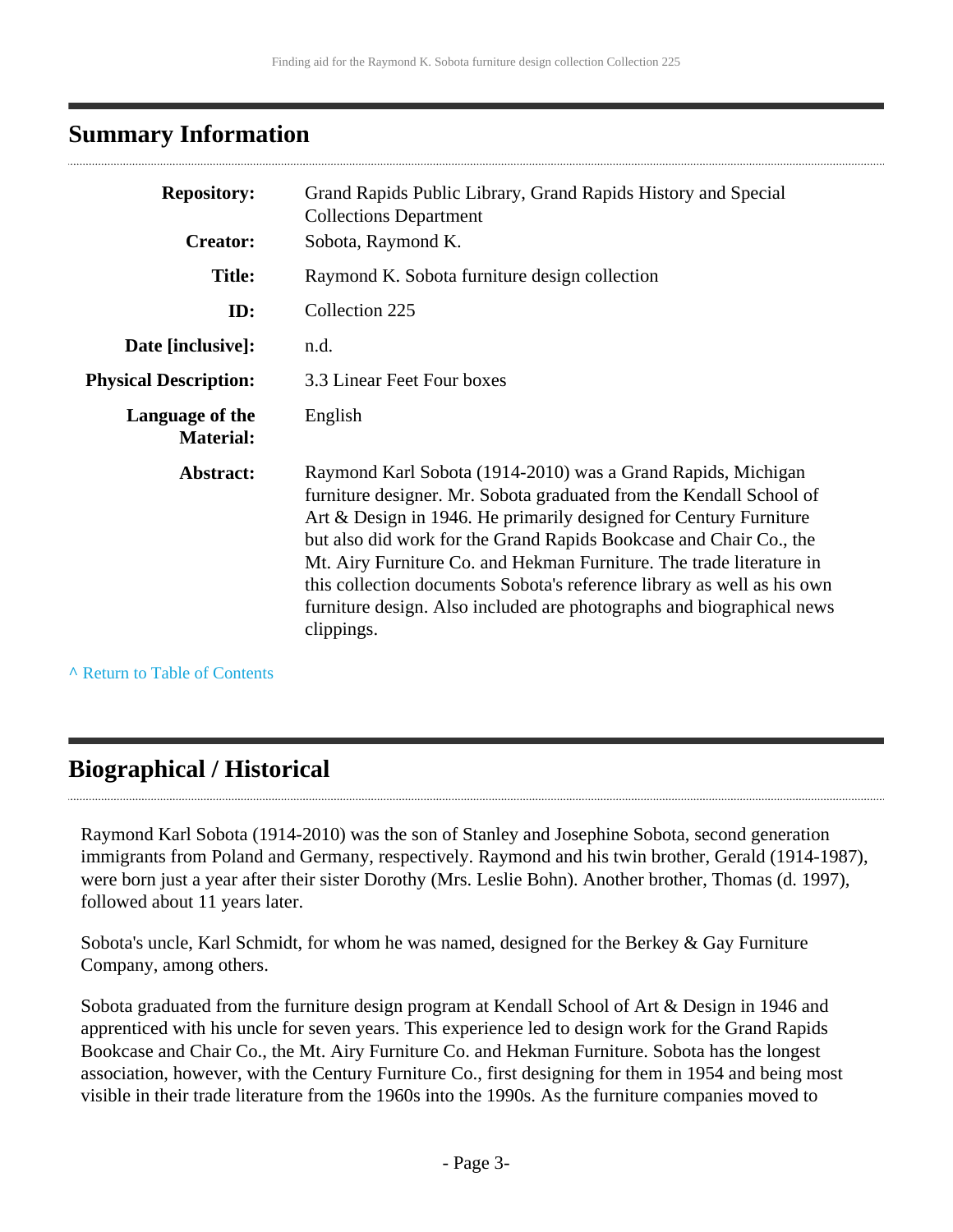## Summary Information

| | |
|---|---|
| **Repository:** | Grand Rapids Public Library, Grand Rapids History and Special Collections Department |
| **Creator:** | Sobota, Raymond K. |
| **Title:** | Raymond K. Sobota furniture design collection |
| **ID:** | Collection 225 |
| **Date [inclusive]:** | n.d. |
| **Physical Description:** | 3.3 Linear Feet Four boxes |
| **Language of the Material:** | English |
| **Abstract:** | Raymond Karl Sobota (1914-2010) was a Grand Rapids, Michigan furniture designer. Mr. Sobota graduated from the Kendall School of Art & Design in 1946. He primarily designed for Century Furniture but also did work for the Grand Rapids Bookcase and Chair Co., the Mt. Airy Furniture Co. and Hekman Furniture. The trade literature in this collection documents Sobota's reference library as well as his own furniture design. Also included are photographs and biographical news clippings. |

^ Return to Table of Contents

## Biographical / Historical

Raymond Karl Sobota (1914-2010) was the son of Stanley and Josephine Sobota, second generation immigrants from Poland and Germany, respectively. Raymond and his twin brother, Gerald (1914-1987), were born just a year after their sister Dorothy (Mrs. Leslie Bohn). Another brother, Thomas (d. 1997), followed about 11 years later.

Sobota's uncle, Karl Schmidt, for whom he was named, designed for the Berkey & Gay Furniture Company, among others.

Sobota graduated from the furniture design program at Kendall School of Art & Design in 1946 and apprenticed with his uncle for seven years. This experience led to design work for the Grand Rapids Bookcase and Chair Co., the Mt. Airy Furniture Co. and Hekman Furniture. Sobota has the longest association, however, with the Century Furniture Co., first designing for them in 1954 and being most visible in their trade literature from the 1960s into the 1990s. As the furniture companies moved to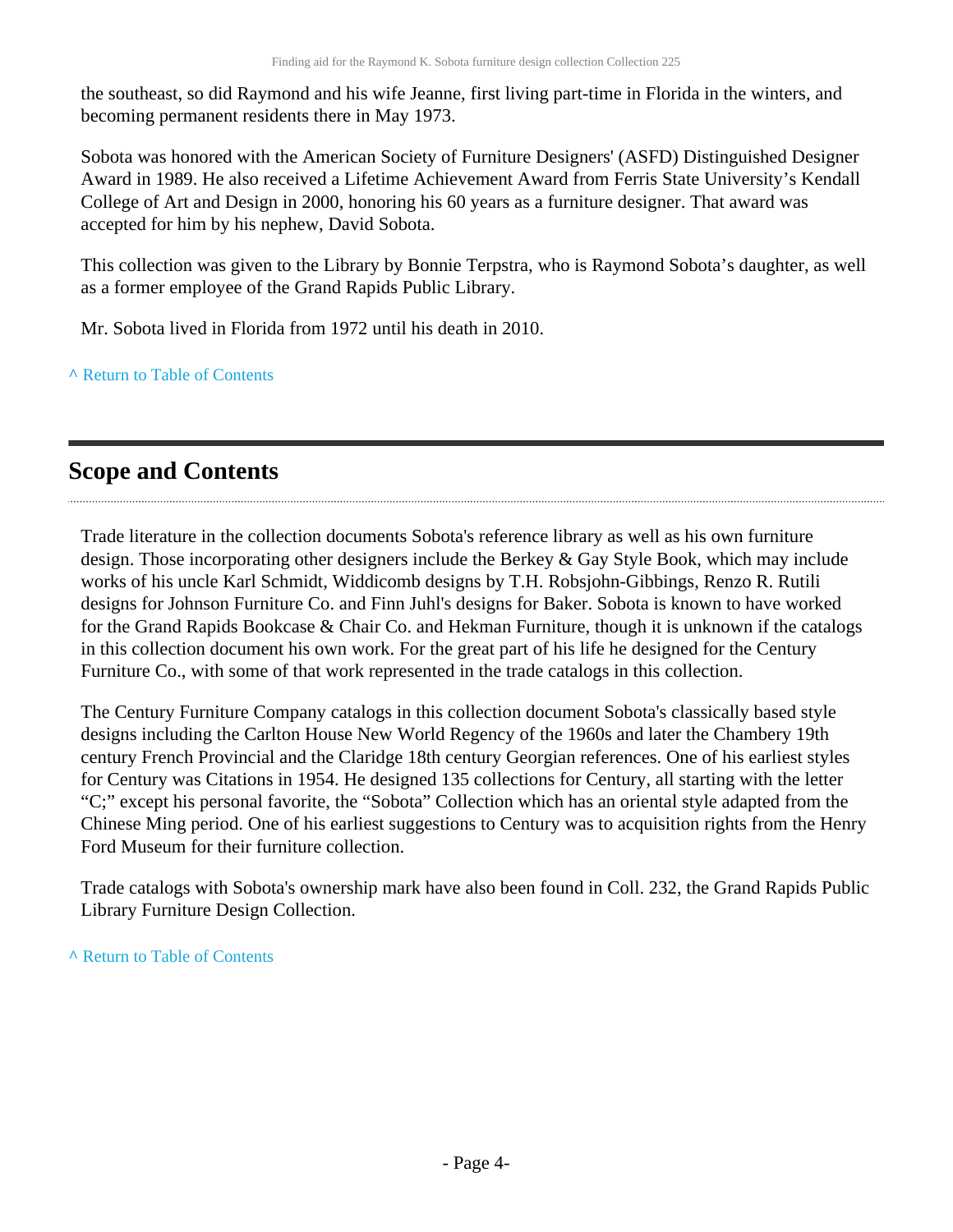the southeast, so did Raymond and his wife Jeanne, first living part-time in Florida in the winters, and becoming permanent residents there in May 1973.

Sobota was honored with the American Society of Furniture Designers' (ASFD) Distinguished Designer Award in 1989. He also received a Lifetime Achievement Award from Ferris State University's Kendall College of Art and Design in 2000, honoring his 60 years as a furniture designer. That award was accepted for him by his nephew, David Sobota.

This collection was given to the Library by Bonnie Terpstra, who is Raymond Sobota's daughter, as well as a former employee of the Grand Rapids Public Library.

Mr. Sobota lived in Florida from 1972 until his death in 2010.

^ Return to Table of Contents

## Scope and Contents

Trade literature in the collection documents Sobota's reference library as well as his own furniture design. Those incorporating other designers include the Berkey & Gay Style Book, which may include works of his uncle Karl Schmidt, Widdicomb designs by T.H. Robsjohn-Gibbings, Renzo R. Rutili designs for Johnson Furniture Co. and Finn Juhl's designs for Baker. Sobota is known to have worked for the Grand Rapids Bookcase & Chair Co. and Hekman Furniture, though it is unknown if the catalogs in this collection document his own work. For the great part of his life he designed for the Century Furniture Co., with some of that work represented in the trade catalogs in this collection.

The Century Furniture Company catalogs in this collection document Sobota's classically based style designs including the Carlton House New World Regency of the 1960s and later the Chambery 19th century French Provincial and the Claridge 18th century Georgian references. One of his earliest styles for Century was Citations in 1954. He designed 135 collections for Century, all starting with the letter "C;" except his personal favorite, the "Sobota" Collection which has an oriental style adapted from the Chinese Ming period. One of his earliest suggestions to Century was to acquisition rights from the Henry Ford Museum for their furniture collection.

Trade catalogs with Sobota's ownership mark have also been found in Coll. 232, the Grand Rapids Public Library Furniture Design Collection.

^ Return to Table of Contents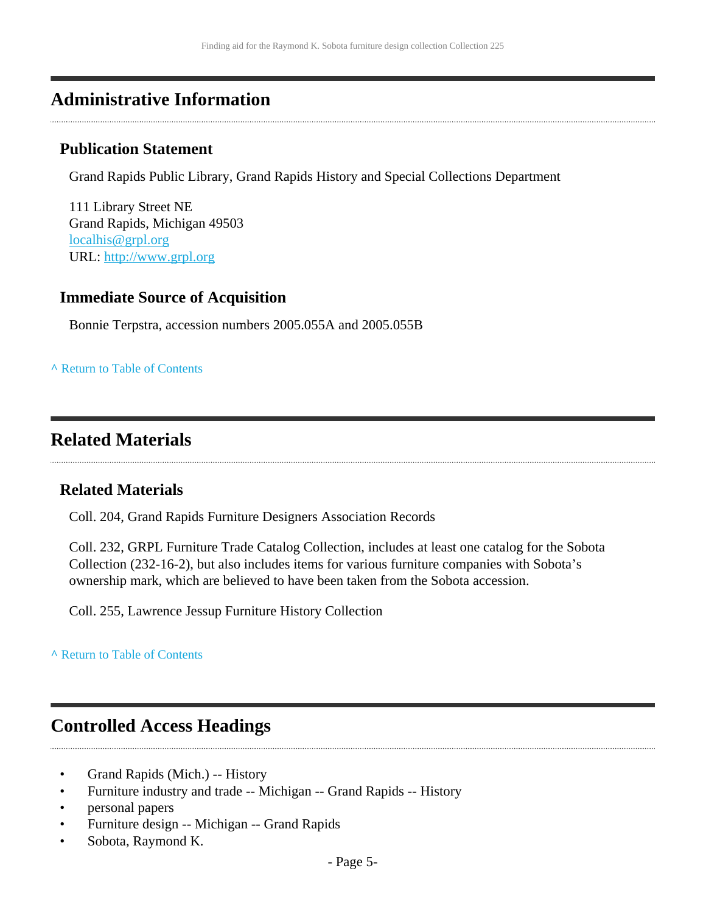## Administrative Information

### Publication Statement

Grand Rapids Public Library, Grand Rapids History and Special Collections Department

111 Library Street NE
Grand Rapids, Michigan 49503
localhis@grpl.org
URL: http://www.grpl.org

### Immediate Source of Acquisition

Bonnie Terpstra, accession numbers 2005.055A and 2005.055B

^ Return to Table of Contents

## Related Materials

### Related Materials

Coll. 204, Grand Rapids Furniture Designers Association Records

Coll. 232, GRPL Furniture Trade Catalog Collection, includes at least one catalog for the Sobota Collection (232-16-2), but also includes items for various furniture companies with Sobota's ownership mark, which are believed to have been taken from the Sobota accession.

Coll. 255, Lawrence Jessup Furniture History Collection

^ Return to Table of Contents

## Controlled Access Headings

- Grand Rapids (Mich.) -- History
- Furniture industry and trade -- Michigan -- Grand Rapids -- History
- personal papers
- Furniture design -- Michigan -- Grand Rapids
- Sobota, Raymond K.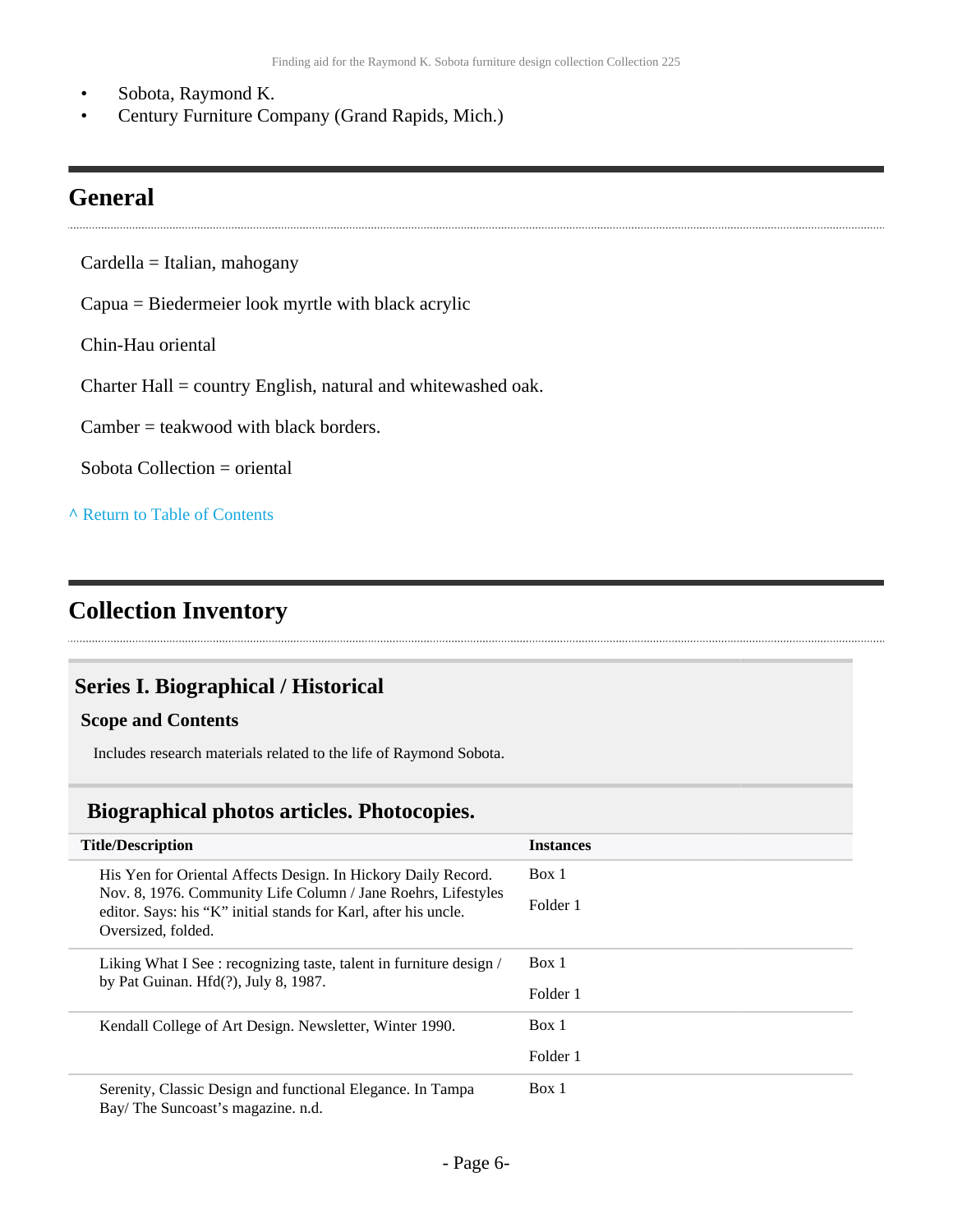- Sobota, Raymond K.
- Century Furniture Company (Grand Rapids, Mich.)

## General

Cardella = Italian, mahogany

Capua = Biedermeier look myrtle with black acrylic

Chin-Hau oriental

Charter Hall = country English, natural and whitewashed oak.

Camber = teakwood with black borders.

Sobota Collection = oriental

^ Return to Table of Contents

## Collection Inventory

### Series I. Biographical / Historical

#### Scope and Contents

Includes research materials related to the life of Raymond Sobota.

### Biographical photos articles. Photocopies.

| Title/Description | Instances |
| --- | --- |
| His Yen for Oriental Affects Design. In Hickory Daily Record. Nov. 8, 1976. Community Life Column / Jane Roehrs, Lifestyles editor. Says: his "K" initial stands for Karl, after his uncle. Oversized, folded. | Box 1 Folder 1 |
| Liking What I See : recognizing taste, talent in furniture design / by Pat Guinan. Hfd(?), July 8, 1987. | Box 1 Folder 1 |
| Kendall College of Art Design. Newsletter, Winter 1990. | Box 1 Folder 1 |
| Serenity, Classic Design and functional Elegance. In Tampa Bay/ The Suncoast's magazine. n.d. | Box 1 |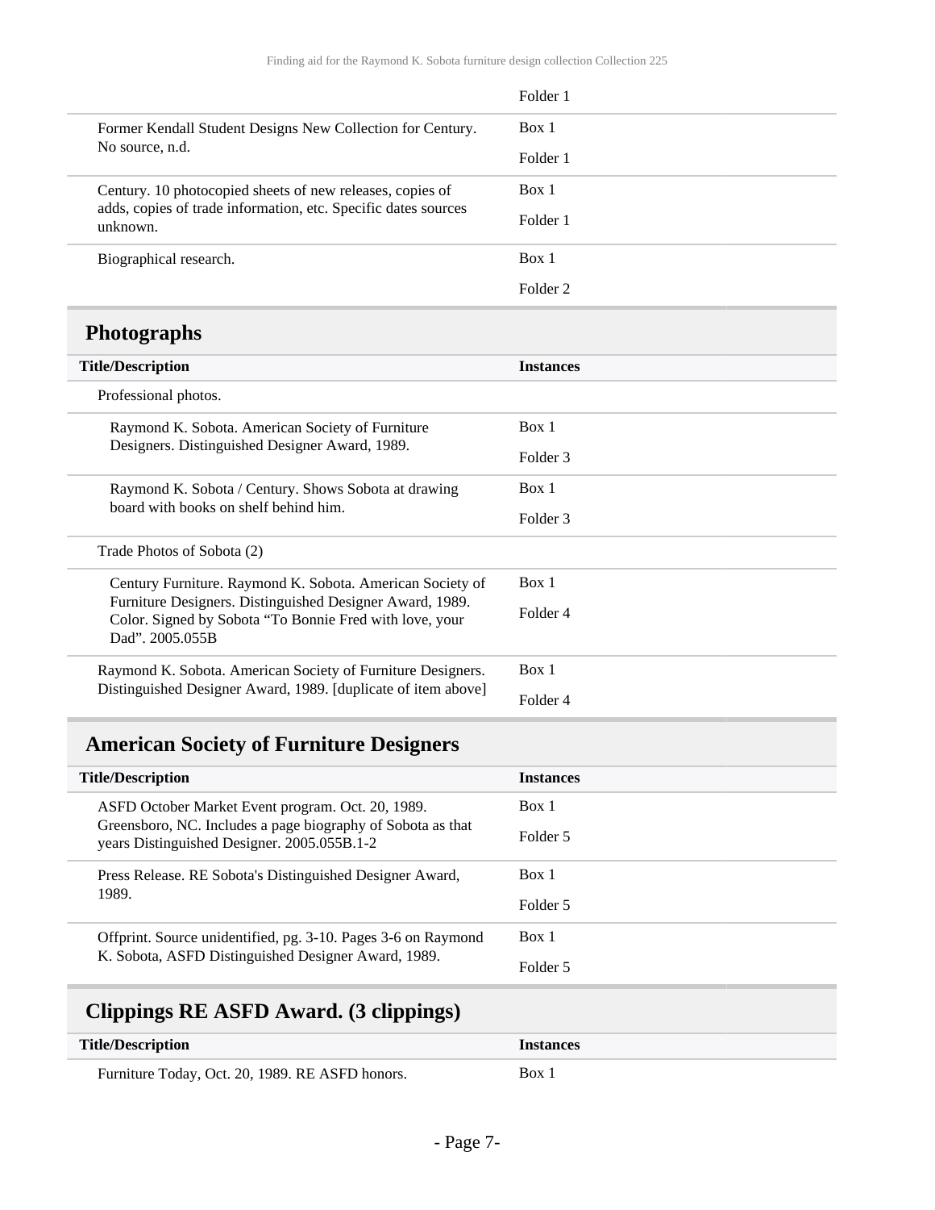| | |
|---|---|
| | Folder 1 |
| Former Kendall Student Designs New Collection for Century. No source, n.d. | Box 1<br>Folder 1 |
| Century. 10 photocopied sheets of new releases, copies of adds, copies of trade information, etc. Specific dates sources unknown. | Box 1<br>Folder 1 |
| Biographical research. | Box 1<br>Folder 2 |

## Photographs

| Title/Description | Instances |
|---|---|
| Professional photos. | |
| Raymond K. Sobota. American Society of Furniture Designers. Distinguished Designer Award, 1989. | Box 1<br>Folder 3 |
| Raymond K. Sobota / Century. Shows Sobota at drawing board with books on shelf behind him. | Box 1<br>Folder 3 |
| Trade Photos of Sobota (2) | |
| Century Furniture. Raymond K. Sobota. American Society of Furniture Designers. Distinguished Designer Award, 1989. Color. Signed by Sobota "To Bonnie Fred with love, your Dad". 2005.055B | Box 1<br>Folder 4 |
| Raymond K. Sobota. American Society of Furniture Designers. Distinguished Designer Award, 1989. [duplicate of item above] | Box 1<br>Folder 4 |

## American Society of Furniture Designers

| Title/Description | Instances |
|---|---|
| ASFD October Market Event program. Oct. 20, 1989. Greensboro, NC. Includes a page biography of Sobota as that years Distinguished Designer. 2005.055B.1-2 | Box 1<br>Folder 5 |
| Press Release. RE Sobota's Distinguished Designer Award, 1989. | Box 1<br>Folder 5 |
| Offprint. Source unidentified, pg. 3-10. Pages 3-6 on Raymond K. Sobota, ASFD Distinguished Designer Award, 1989. | Box 1<br>Folder 5 |

## Clippings RE ASFD Award. (3 clippings)

| Title/Description | Instances |
|---|---|
| Furniture Today, Oct. 20, 1989. RE ASFD honors. | Box 1 |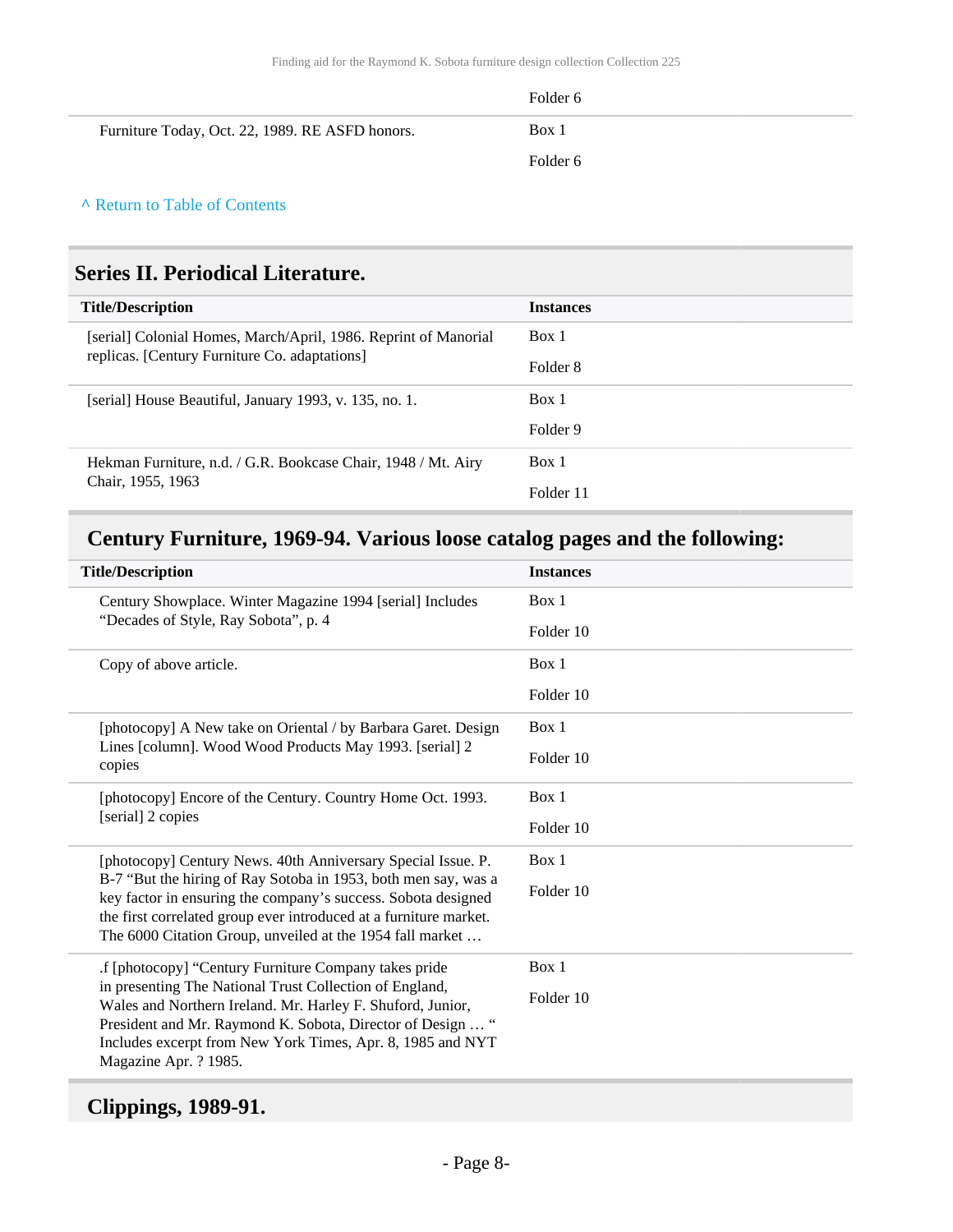| | |
|---|---|
| | Folder 6 |
| Furniture Today, Oct. 22, 1989. RE ASFD honors. | Box 1<br>Folder 6 |

^ Return to Table of Contents

## Series II. Periodical Literature.

| Title/Description | Instances |
|---|---|
| [serial] Colonial Homes, March/April, 1986. Reprint of Manorial replicas. [Century Furniture Co. adaptations] | Box 1<br>Folder 8 |
| [serial] House Beautiful, January 1993, v. 135, no. 1. | Box 1<br>Folder 9 |
| Hekman Furniture, n.d. / G.R. Bookcase Chair, 1948 / Mt. Airy Chair, 1955, 1963 | Box 1<br>Folder 11 |

### Century Furniture, 1969-94. Various loose catalog pages and the following:

| Title/Description | Instances |
|---|---|
| Century Showplace. Winter Magazine 1994 [serial] Includes "Decades of Style, Ray Sobota", p. 4 | Box 1<br>Folder 10 |
| Copy of above article. | Box 1<br>Folder 10 |
| [photocopy] A New take on Oriental / by Barbara Garet. Design Lines [column]. Wood Wood Products May 1993. [serial] 2 copies | Box 1<br>Folder 10 |
| [photocopy] Encore of the Century. Country Home Oct. 1993. [serial] 2 copies | Box 1<br>Folder 10 |
| [photocopy] Century News. 40th Anniversary Special Issue. P. B-7 "But the hiring of Ray Sotoba in 1953, both men say, was a key factor in ensuring the company's success. Sobota designed the first correlated group ever introduced at a furniture market. The 6000 Citation Group, unveiled at the 1954 fall market … | Box 1<br>Folder 10 |
| .f [photocopy] "Century Furniture Company takes pride in presenting The National Trust Collection of England, Wales and Northern Ireland. Mr. Harley F. Shuford, Junior, President and Mr. Raymond K. Sobota, Director of Design … " Includes excerpt from New York Times, Apr. 8, 1985 and NYT Magazine Apr. ? 1985. | Box 1<br>Folder 10 |

### Clippings, 1989-91.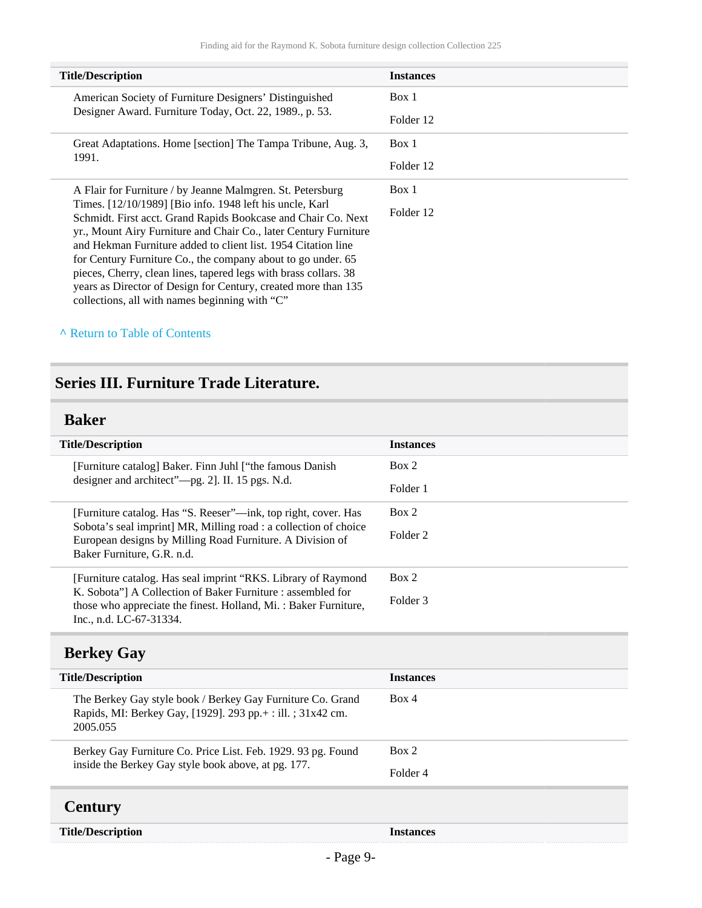| Title/Description | Instances |
| --- | --- |
| American Society of Furniture Designers' Distinguished Designer Award. Furniture Today, Oct. 22, 1989., p. 53. | Box 1<br>Folder 12 |
| Great Adaptations. Home [section] The Tampa Tribune, Aug. 3, 1991. | Box 1<br>Folder 12 |
| A Flair for Furniture / by Jeanne Malmgren. St. Petersburg Times. [12/10/1989] [Bio info. 1948 left his uncle, Karl Schmidt. First acct. Grand Rapids Bookcase and Chair Co. Next yr., Mount Airy Furniture and Chair Co., later Century Furniture and Hekman Furniture added to client list. 1954 Citation line for Century Furniture Co., the company about to go under. 65 pieces, Cherry, clean lines, tapered legs with brass collars. 38 years as Director of Design for Century, created more than 135 collections, all with names beginning with "C" | Box 1<br>Folder 12 |

^ Return to Table of Contents

## Series III. Furniture Trade Literature.

### Baker

| Title/Description | Instances |
| --- | --- |
| [Furniture catalog] Baker. Finn Juhl ["the famous Danish designer and architect"—pg. 2]. II. 15 pgs. N.d. | Box 2<br>Folder 1 |
| [Furniture catalog. Has "S. Reeser"—ink, top right, cover. Has Sobota's seal imprint] MR, Milling road : a collection of choice European designs by Milling Road Furniture. A Division of Baker Furniture, G.R. n.d. | Box 2<br>Folder 2 |
| [Furniture catalog. Has seal imprint "RKS. Library of Raymond K. Sobota"] A Collection of Baker Furniture : assembled for those who appreciate the finest. Holland, Mi. : Baker Furniture, Inc., n.d. LC-67-31334. | Box 2<br>Folder 3 |

### Berkey Gay

| Title/Description | Instances |
| --- | --- |
| The Berkey Gay style book / Berkey Gay Furniture Co. Grand Rapids, MI: Berkey Gay, [1929]. 293 pp.+ : ill. ; 31x42 cm. 2005.055 | Box 4 |
| Berkey Gay Furniture Co. Price List. Feb. 1929. 93 pg. Found inside the Berkey Gay style book above, at pg. 177. | Box 2<br>Folder 4 |

### Century

| Title/Description | Instances |
| --- | --- |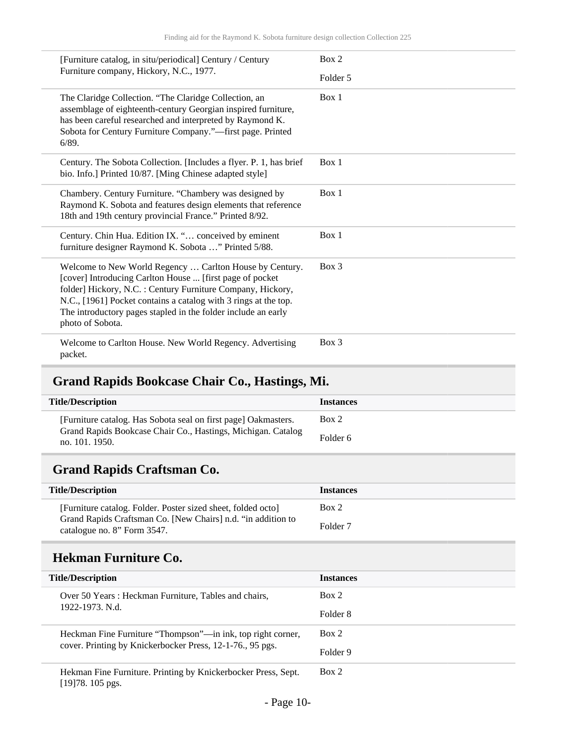| | |
|---|---|
| [Furniture catalog, in situ/periodical] Century / Century Furniture company, Hickory, N.C., 1977. | Box 2<br>Folder 5 |
| The Claridge Collection. "The Claridge Collection, an assemblage of eighteenth-century Georgian inspired furniture, has been careful researched and interpreted by Raymond K. Sobota for Century Furniture Company."—first page. Printed 6/89. | Box 1 |
| Century. The Sobota Collection. [Includes a flyer. P. 1, has brief bio. Info.] Printed 10/87. [Ming Chinese adapted style] | Box 1 |
| Chambery. Century Furniture. "Chambery was designed by Raymond K. Sobota and features design elements that reference 18th and 19th century provincial France." Printed 8/92. | Box 1 |
| Century. Chin Hua. Edition IX. "… conceived by eminent furniture designer Raymond K. Sobota …" Printed 5/88. | Box 1 |
| Welcome to New World Regency … Carlton House by Century. [cover] Introducing Carlton House ... [first page of pocket folder] Hickory, N.C. : Century Furniture Company, Hickory, N.C., [1961] Pocket contains a catalog with 3 rings at the top. The introductory pages stapled in the folder include an early photo of Sobota. | Box 3 |
| Welcome to Carlton House. New World Regency. Advertising packet. | Box 3 |

## Grand Rapids Bookcase Chair Co., Hastings, Mi.

| Title/Description | Instances |
|---|---|
| [Furniture catalog. Has Sobota seal on first page] Oakmasters. Grand Rapids Bookcase Chair Co., Hastings, Michigan. Catalog no. 101. 1950. | Box 2<br>Folder 6 |

## Grand Rapids Craftsman Co.

| Title/Description | Instances |
|---|---|
| [Furniture catalog. Folder. Poster sized sheet, folded octo] Grand Rapids Craftsman Co. [New Chairs] n.d. "in addition to catalogue no. 8" Form 3547. | Box 2<br>Folder 7 |

## Hekman Furniture Co.

| Title/Description | Instances |
|---|---|
| Over 50 Years : Heckman Furniture, Tables and chairs, 1922-1973. N.d. | Box 2<br>Folder 8 |
| Heckman Fine Furniture "Thompson"—in ink, top right corner, cover. Printing by Knickerbocker Press, 12-1-76., 95 pgs. | Box 2<br>Folder 9 |
| Hekman Fine Furniture. Printing by Knickerbocker Press, Sept. [19]78. 105 pgs. | Box 2 |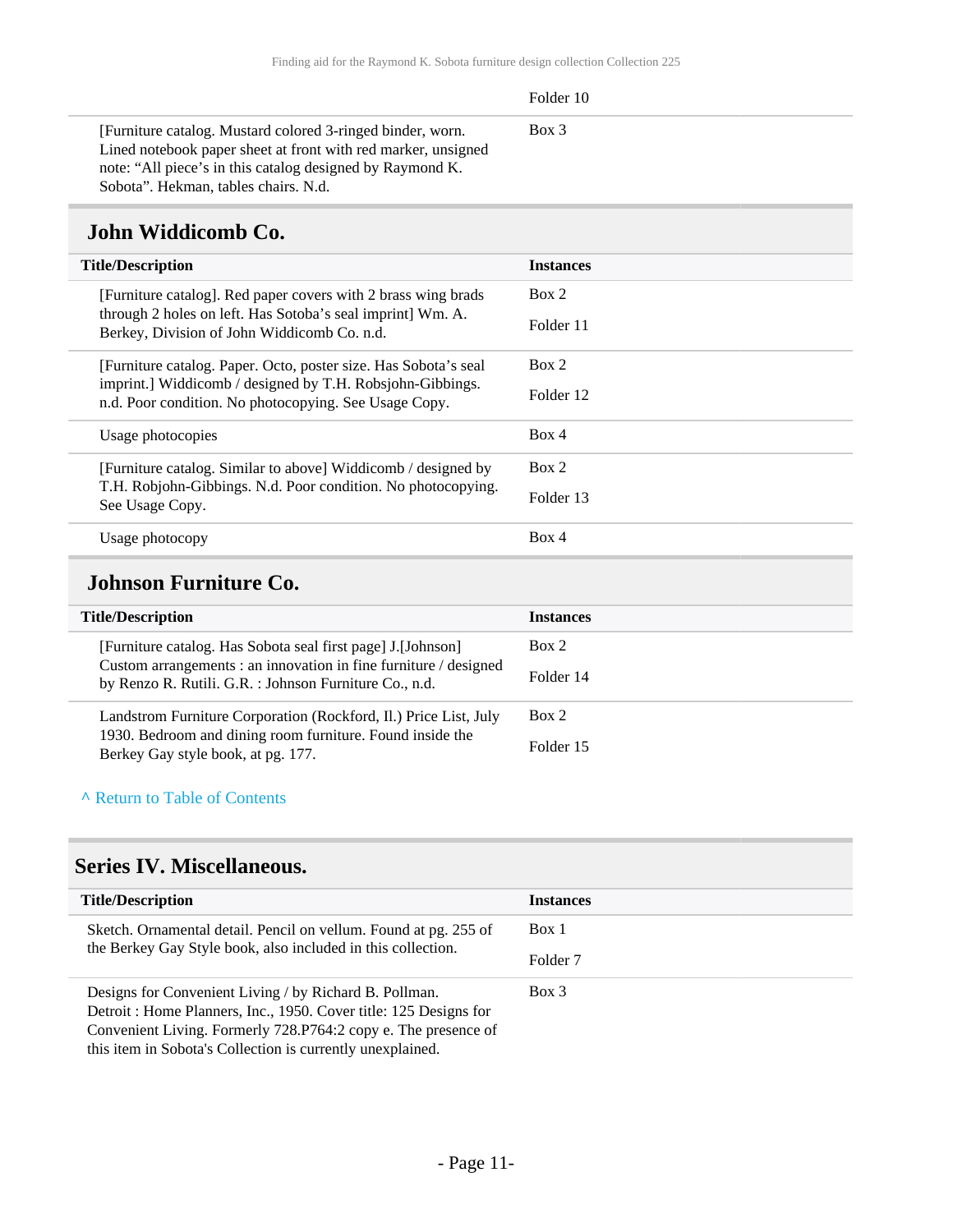| | |
|---|---|
| | Folder 10 |
| [Furniture catalog. Mustard colored 3-ringed binder, worn. Lined notebook paper sheet at front with red marker, unsigned note: "All piece's in this catalog designed by Raymond K. Sobota". Hekman, tables chairs. N.d. | Box 3 |

## John Widdicomb Co.

| Title/Description | Instances |
|---|---|
| [Furniture catalog]. Red paper covers with 2 brass wing brads through 2 holes on left. Has Sotoba's seal imprint] Wm. A. Berkey, Division of John Widdicomb Co. n.d. | Box 2<br>Folder 11 |
| [Furniture catalog. Paper. Octo, poster size. Has Sobota's seal imprint.] Widdicomb / designed by T.H. Robsjohn-Gibbings. n.d. Poor condition. No photocopying. See Usage Copy. | Box 2<br>Folder 12 |
| Usage photocopies | Box 4 |
| [Furniture catalog. Similar to above] Widdicomb / designed by T.H. Robjohn-Gibbings. N.d. Poor condition. No photocopying. See Usage Copy. | Box 2<br>Folder 13 |
| Usage photocopy | Box 4 |

## Johnson Furniture Co.

| Title/Description | Instances |
|---|---|
| [Furniture catalog. Has Sobota seal first page] J.[Johnson] Custom arrangements : an innovation in fine furniture / designed by Renzo R. Rutili. G.R. : Johnson Furniture Co., n.d. | Box 2<br>Folder 14 |
| Landstrom Furniture Corporation (Rockford, Il.) Price List, July 1930. Bedroom and dining room furniture. Found inside the Berkey Gay style book, at pg. 177. | Box 2<br>Folder 15 |

^ Return to Table of Contents

# Series IV. Miscellaneous.

| Title/Description | Instances |
|---|---|
| Sketch. Ornamental detail. Pencil on vellum. Found at pg. 255 of the Berkey Gay Style book, also included in this collection. | Box 1<br>Folder 7 |
| Designs for Convenient Living / by Richard B. Pollman. Detroit : Home Planners, Inc., 1950. Cover title: 125 Designs for Convenient Living. Formerly 728.P764:2 copy e. The presence of this item in Sobota's Collection is currently unexplained. | Box 3 |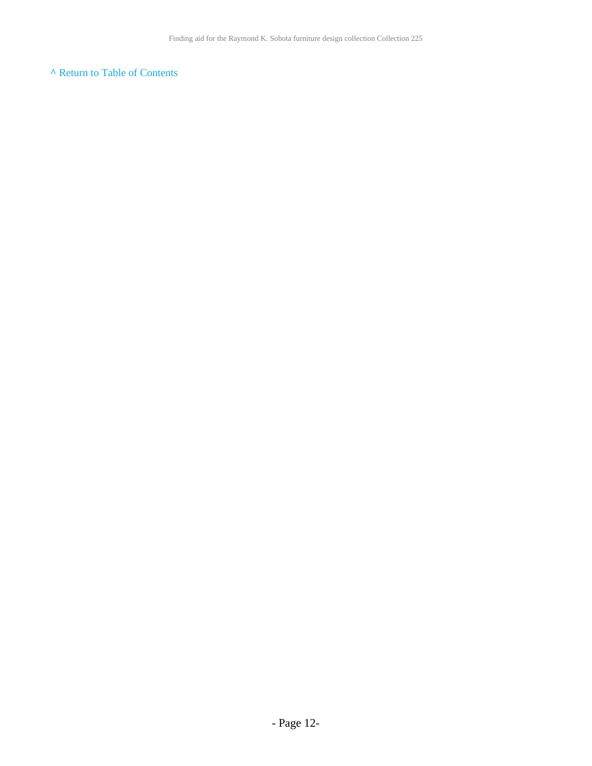^ Return to Table of Contents